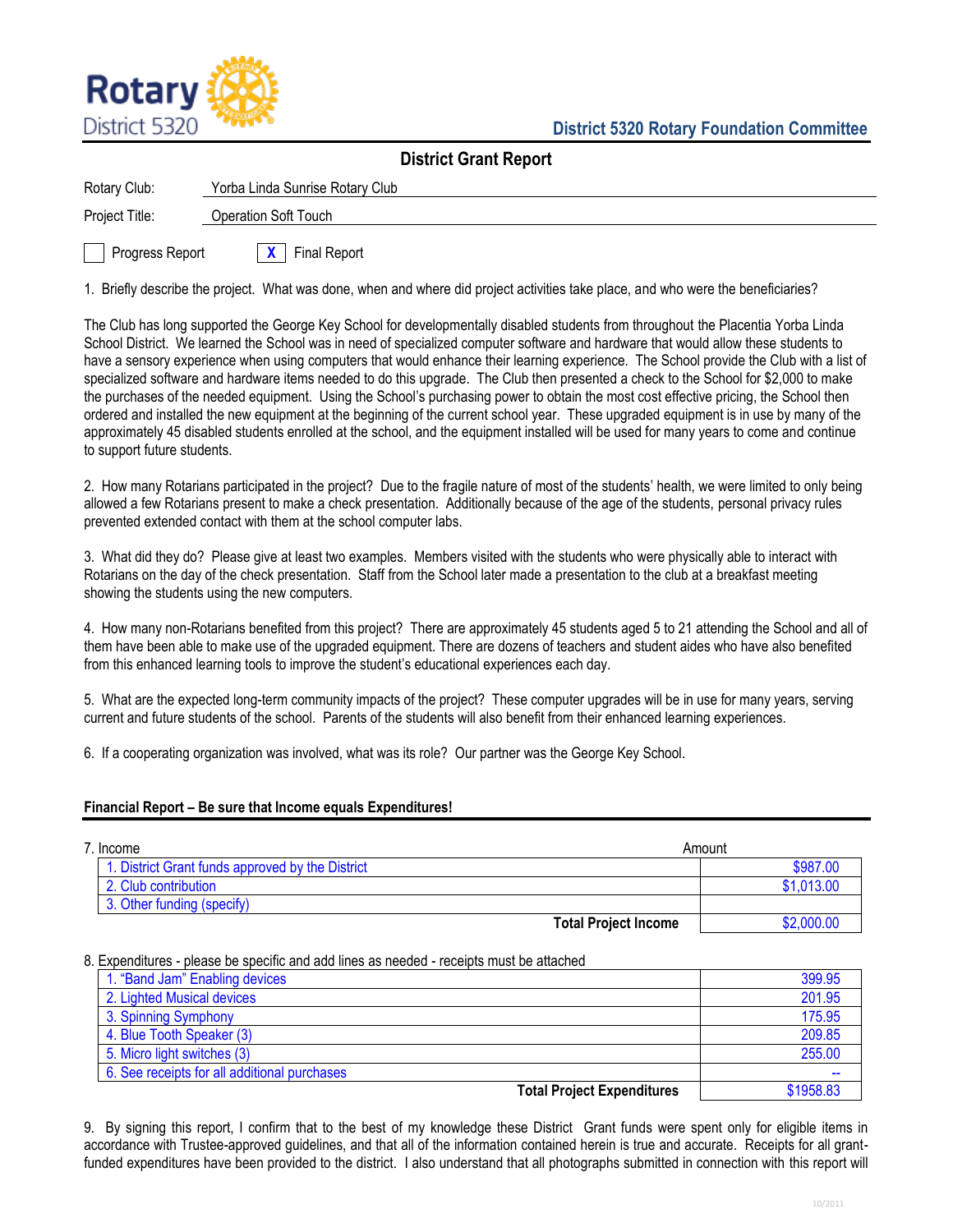Rotary District 5320

**District 5320 Rotary Foundation Committee**

## District Grant Report

Rotary Club: Yorba Linda Sunrise Rotary Club

Project Title: Operation Soft Touch

☐ Progress Report ☒ Final Report

1. Briefly describe the project. What was done, when and where did project activities take place, and who were the beneficiaries?

The Club has long supported the George Key School for developmentally disabled students from throughout the Placentia Yorba Linda School District. We learned the School was in need of specialized computer software and hardware that would allow these students to have a sensory experience when using computers that would enhance their learning experience. The School provide the Club with a list of specialized software and hardware items needed to do this upgrade. The Club then presented a check to the School for $2,000 to make the purchases of the needed equipment. Using the School's purchasing power to obtain the most cost effective pricing, the School then ordered and installed the new equipment at the beginning of the current school year. These upgraded equipment is in use by many of the approximately 45 disabled students enrolled at the school, and the equipment installed will be used for many years to come and continue to support future students.

2. How many Rotarians participated in the project? Due to the fragile nature of most of the students' health, we were limited to only being allowed a few Rotarians present to make a check presentation. Additionally because of the age of the students, personal privacy rules prevented extended contact with them at the school computer labs.

3. What did they do? Please give at least two examples. Members visited with the students who were physically able to interact with Rotarians on the day of the check presentation. Staff from the School later made a presentation to the club at a breakfast meeting showing the students using the new computers.

4. How many non-Rotarians benefited from this project? There are approximately 45 students aged 5 to 21 attending the School and all of them have been able to make use of the upgraded equipment. There are dozens of teachers and student aides who have also benefited from this enhanced learning tools to improve the student's educational experiences each day.

5. What are the expected long-term community impacts of the project? These computer upgrades will be in use for many years, serving current and future students of the school. Parents of the students will also benefit from their enhanced learning experiences.

6. If a cooperating organization was involved, what was its role? Our partner was the George Key School.

**Financial Report – Be sure that Income equals Expenditures!**

7. Income

| | Amount |
|---|---|
| 1. District Grant funds approved by the District | $987.00 |
| 2. Club contribution | $1,013.00 |
| 3. Other funding (specify) | |
| **Total Project Income** | $2,000.00 |

8. Expenditures - please be specific and add lines as needed - receipts must be attached

| | |
|---|---|
| 1. "Band Jam" Enabling devices | 399.95 |
| 2. Lighted Musical devices | 201.95 |
| 3. Spinning Symphony | 175.95 |
| 4. Blue Tooth Speaker (3) | 209.85 |
| 5. Micro light switches (3) | 255.00 |
| 6. See receipts for all additional purchases | -- |
| **Total Project Expenditures** | $1958.83 |

9. By signing this report, I confirm that to the best of my knowledge these District Grant funds were spent only for eligible items in accordance with Trustee-approved guidelines, and that all of the information contained herein is true and accurate. Receipts for all grant-funded expenditures have been provided to the district. I also understand that all photographs submitted in connection with this report will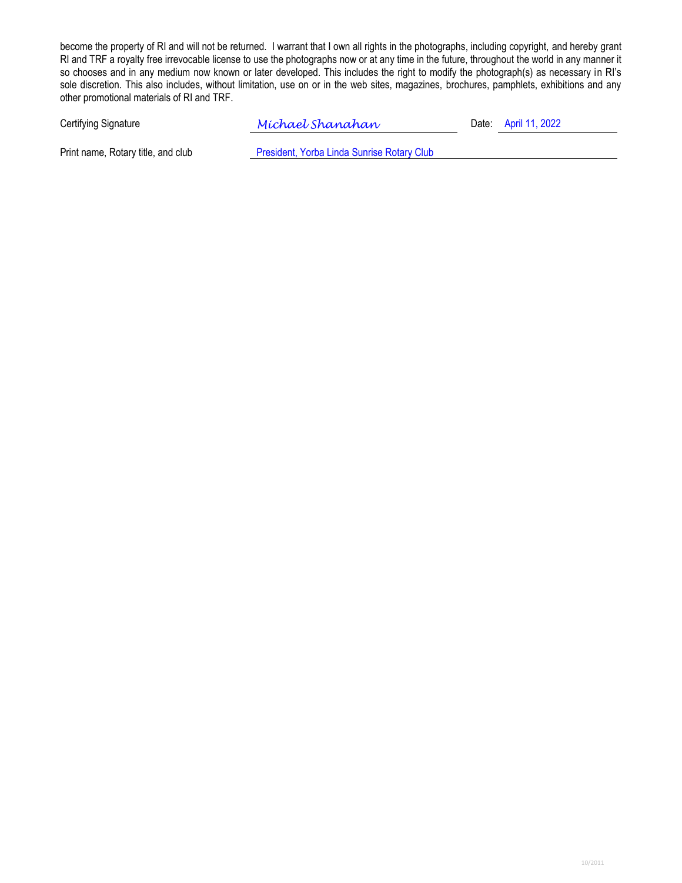become the property of RI and will not be returned. I warrant that I own all rights in the photographs, including copyright, and hereby grant RI and TRF a royalty free irrevocable license to use the photographs now or at any time in the future, throughout the world in any manner it so chooses and in any medium now known or later developed. This includes the right to modify the photograph(s) as necessary in RI's sole discretion. This also includes, without limitation, use on or in the web sites, magazines, brochures, pamphlets, exhibitions and any other promotional materials of RI and TRF.

Certifying Signature *Michael Shanahan* Date: April 11, 2022

Print name, Rotary title, and club President, Yorba Linda Sunrise Rotary Club

10/2011